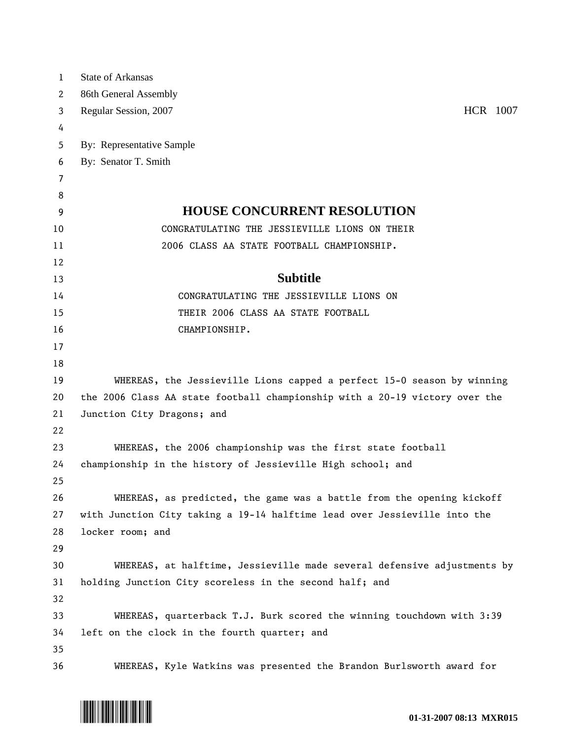State of Arkansas
86th General Assembly
Regular Session, 2007 HCR 1007

By: Representative Sample
By: Senator T. Smith

# HOUSE CONCURRENT RESOLUTION

CONGRATULATING THE JESSIEVILLE LIONS ON THEIR 2006 CLASS AA STATE FOOTBALL CHAMPIONSHIP.

## Subtitle

CONGRATULATING THE JESSIEVILLE LIONS ON THEIR 2006 CLASS AA STATE FOOTBALL CHAMPIONSHIP.

WHEREAS, the Jessieville Lions capped a perfect 15-0 season by winning the 2006 Class AA state football championship with a 20-19 victory over the Junction City Dragons; and

WHEREAS, the 2006 championship was the first state football championship in the history of Jessieville High school; and

WHEREAS, as predicted, the game was a battle from the opening kickoff with Junction City taking a 19-14 halftime lead over Jessieville into the locker room; and

WHEREAS, at halftime, Jessieville made several defensive adjustments by holding Junction City scoreless in the second half; and

WHEREAS, quarterback T.J. Burk scored the winning touchdown with 3:39 left on the clock in the fourth quarter; and

WHEREAS, Kyle Watkins was presented the Brandon Burlsworth award for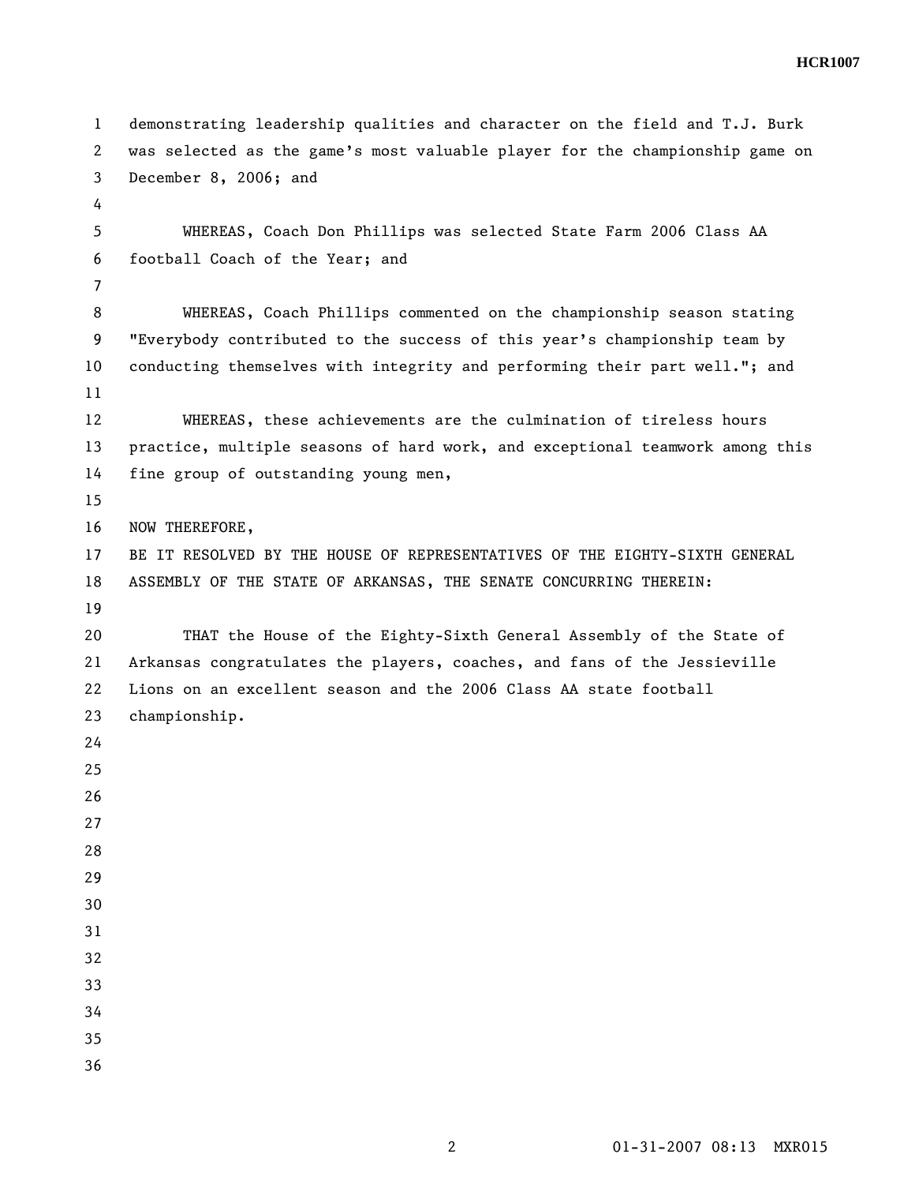demonstrating leadership qualities and character on the field and T.J. Burk was selected as the game's most valuable player for the championship game on December 8, 2006; and

WHEREAS, Coach Don Phillips was selected State Farm 2006 Class AA football Coach of the Year; and

WHEREAS, Coach Phillips commented on the championship season stating "Everybody contributed to the success of this year's championship team by conducting themselves with integrity and performing their part well."; and

WHEREAS, these achievements are the culmination of tireless hours practice, multiple seasons of hard work, and exceptional teamwork among this fine group of outstanding young men,

NOW THEREFORE,
BE IT RESOLVED BY THE HOUSE OF REPRESENTATIVES OF THE EIGHTY-SIXTH GENERAL ASSEMBLY OF THE STATE OF ARKANSAS, THE SENATE CONCURRING THEREIN:

THAT the House of the Eighty-Sixth General Assembly of the State of Arkansas congratulates the players, coaches, and fans of the Jessieville Lions on an excellent season and the 2006 Class AA state football championship.